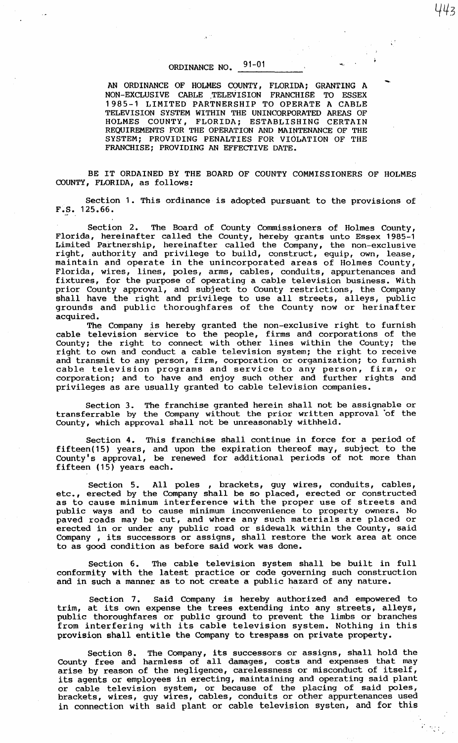# ORDINANCE NO. 91-01

AN ORDINANCE OF HOLMES COUNTY, FLORIDA; GRANTING A NON-EXCLUSIVE CABLE TELEVISION FRANCHISE TO ESSEX 1985-1 LIMITED PARTNERSHIP TO OPERATE A CABLE TELEVISION SYSTEM WITHIN THE UNINCORPORATED AREAS OF HOLMES COUNTY, FLORIDA; ESTABLISHING CERTAIN REQUIREMENTS FOR THE OPERATION AND MAINTENANCE OF THE SYSTEM; PROVIDING PENALTIES FOR VIOLATION OF THE FRANCHISE; PROVIDING AN EFFECTIVE DATE.

BE IT ORDAINED BY THE BOARD OF COUNTY COMMISSIONERS OF HOLMES COUNTY, FLORIDA, as follows:

Section 1. This ordinance is adopted pursuant to the provisions of F.S. 125.66.

Section 2. The Board of County Commissioners of Holmes County, Florida, hereinafter called the County, hereby grants unto Essex 1985-1 Limited Partnership, hereinafter called the Company, the non-exclusive right, authority and privilege to build, construct, equip, own, lease, maintain and operate in the unincorporated areas of Holmes County, Florida, wires, lines, poles, arms, cables, conduits, appurtenances and fixtures, for the purpose of operating a cable television business. With prior County approval, and subject to County restrictions, the Company shall have the right and privilege to use all streets, alleys, public grounds and public thoroughfares of the County now or herinafter acquired.

The Company is hereby granted the non-exclusive right to furnish cable television service to the people, firms and corporations of the County; the right to connect with other lines within the County; the right to own and conduct a cable television system; the right to receive and transmit to any person, firm, corporation or organization; to furnish cable television programs and service to any person, firm, or corporation; and to have and enjoy such other and further rights and privileges as are usually granted to cable television companies.

Section 3. The franchise granted herein shall not be assignable or transferrable by the Company without the prior written approval of the County, which approval shall not be unreasonably withheld.

Section 4. This franchise shall continue in force for a period of fifteen(15) years, and upon the expiration thereof may, subject to the County's approval, be renewed for additional periods of not more than fifteen (15) years each.

Section 5. All poles , brackets, guy wires, conduits, cables, etc., erected by the Company shall be so placed, erected or constructed as to cause minimum interference with the proper use of streets and public ways and to cause minimum inconvenience to property owners. No paved roads may be cut, and where any such materials are placed or erected in or under any public road or sidewalk within the County, said Company , its successors or assigns, shall restore the work area at once to as good condition as before said work was done.

Section 6. The cable television system shall be built in full conformity with the latest practice or code governing such construction and in such a manner as to not create a public hazard of any nature.

Section 7. Said Company is hereby authorized and empowered to trim, at its own expense the trees extending into any streets, alleys, public thoroughfares or public ground to prevent the limbs or branches from interfering with its cable television system. Nothing in this provision shall entitle the Company to trespass on private property.

Section 8. The Company, its successors or assigns, shall hold the County free and harmless of all damages, costs and expenses that may arise by reason of the negligence, carelessness or misconduct of itself, its agents or employees in erecting, maintaining and operating said plant or cable television system, or because of the placing of said poles, brackets, wires, guy wires, cables, conduits or other appurtenances used in connection with said plant or cable television systen, and for this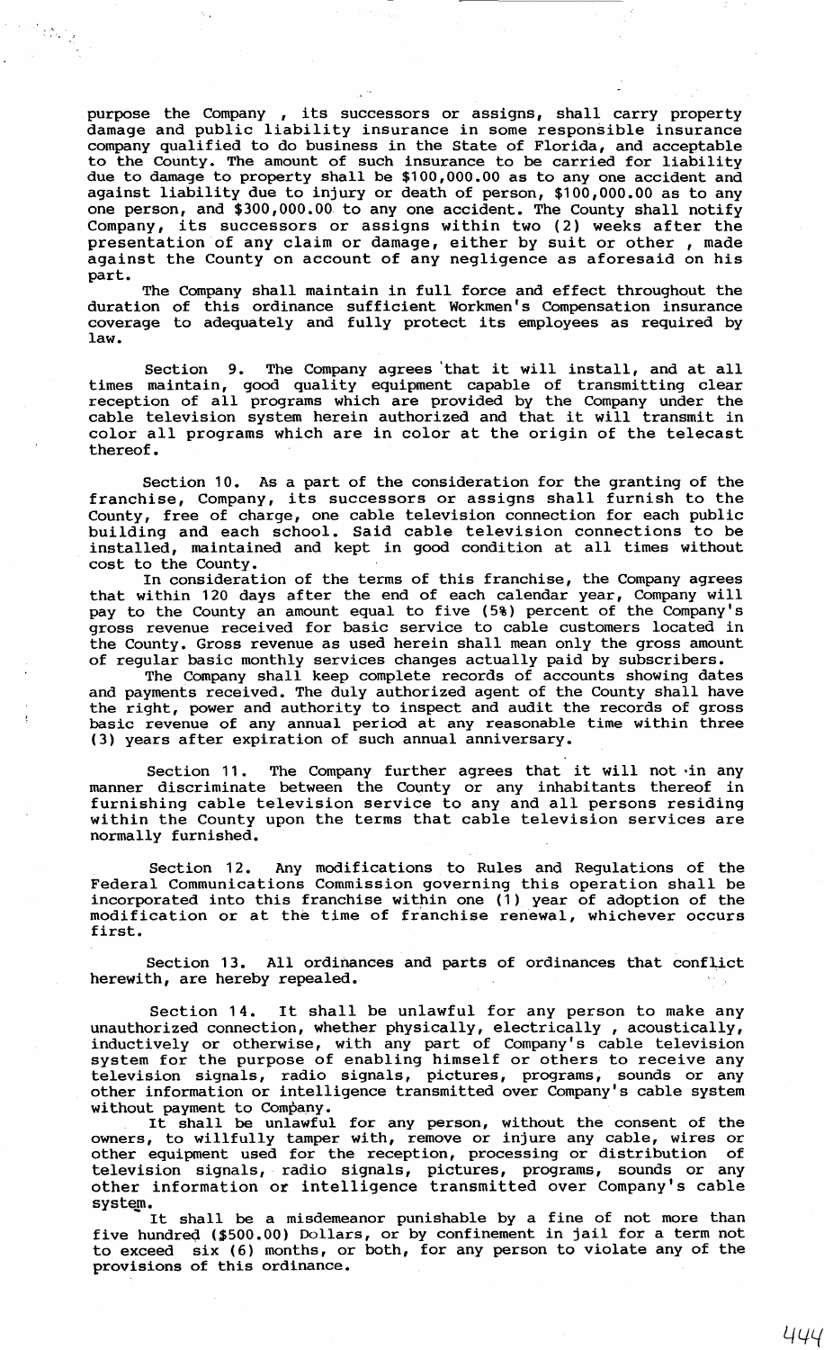purpose the Company , its successors or assigns, shall carry property damage and public liability insurance in some responsible insurance company qualified to do business in the State of Florida, and acceptable to the County. The amount of such insurance to be carried for liability due to damage to property shall be $100,000.00 as to any one accident and against liability due to injury or death of person, $100,000.00 as to any one person, and $300,000.00 to any one accident. The County shall notify Company, its successors or assigns within two (2) weeks after the presentation of any claim or damage, either by suit or other , made against the County on account of any negligence as aforesaid on his part.

The Company shall maintain in full force and effect throughout the duration of this ordinance sufficient Workmen's Compensation insurance coverage to adequately and fully protect its employees as required by law.

Section 9. The Company agrees that it will install, and at all times maintain, good quality equipment capable of transmitting clear reception of all programs which are provided by the Company under the cable television system herein authorized and that it will transmit in color all programs which are in color at the origin of the telecast thereof.

Section 10. As a part of the consideration for the granting of the franchise, Company, its successors or assigns shall furnish to the County, free of charge, one cable television connection for each public building and each school. Said cable television connections to be installed, maintained and kept in good condition at all times without cost to the County.

In consideration of the terms of this franchise, the Company agrees that within 120 days after the end of each calendar year, Company will pay to the County an amount equal to five (5%) percent of the Company's gross revenue received for basic service to cable customers located in the County. Gross revenue as used herein shall mean only the gross amount of regular basic monthly services changes actually paid by subscribers.

The Company shall keep complete records of accounts showing dates and payments received. The duly authorized agent of the County shall have the right, power and authority to inspect and audit the records of gross basic revenue of any annual period at any reasonable time within three (3) years after expiration of such annual anniversary.

Section 11. The Company further agrees that it will not in any manner discriminate between the County or any inhabitants thereof in furnishing cable television service to any and all persons residing within the County upon the terms that cable television services are normally furnished.

Section 12. Any modifications to Rules and Regulations of the Federal Communications Commission governing this operation shall be incorporated into this franchise within one (1) year of adoption of the modification or at the time of franchise renewal, whichever occurs first.

Section 13. All ordinances and parts of ordinances that conflict herewith, are hereby repealed.

Section 14. It shall be unlawful for any person to make any unauthorized connection, whether physically, electrically , acoustically, inductively or otherwise, with any part of Company's cable television system for the purpose of enabling himself or others to receive any television signals, radio signals, pictures, programs, sounds or any other information or intelligence transmitted over Company's cable system without payment to Company.

It shall be unlawful for any person, without the consent of the owners, to willfully tamper with, remove or injure any cable, wires or other equipment used for the reception, processing or distribution of television signals, radio signals, pictures, programs, sounds or any other information or intelligence transmitted over Company's cable system.

It shall be a misdemeanor punishable by a fine of not more than five hundred ($500.00) Dollars, or by confinement in jail for a term not to exceed six (6) months, or both, for any person to violate any of the provisions of this ordinance.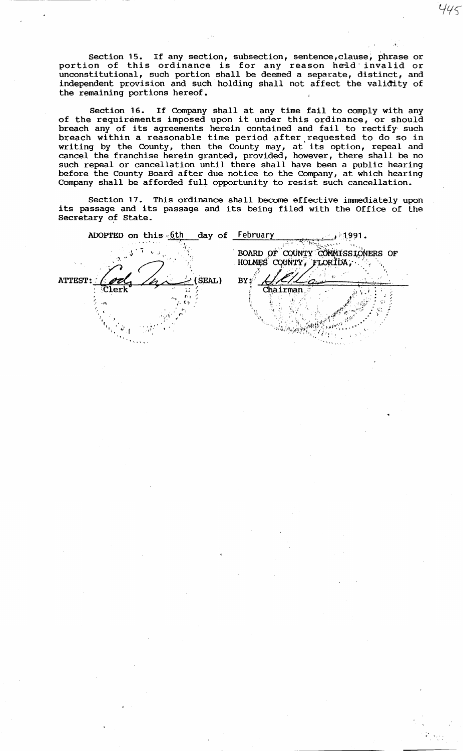Section 15. If any section, subsection, sentence, clause, phrase or portion of this ordinance is for any reason held invalid or unconstitutional, such portion shall be deemed a separate, distinct, and independent provision and such holding shall not affect the validity of the remaining portions hereof.

Section 16. If Company shall at any time fail to comply with any of the requirements imposed upon it under this ordinance, or should breach any of its agreements herein contained and fail to rectify such breach within a reasonable time period after requested to do so in writing by the County, then the County may, at its option, repeal and cancel the franchise herein granted, provided, however, there shall be no such repeal or cancellation until there shall have been a public hearing before the County Board after due notice to the Company, at which hearing Company shall be afforded full opportunity to resist such cancellation.

Section 17. This ordinance shall become effective immediately upon its passage and its passage and its being filed with the Office of the Secretary of State.

ADOPTED on this 6th day of February, 1991.

BOARD OF COUNTY COMMISSIONERS OF HOLMES COUNTY, FLORIDA

ATTEST: _______________ (SEAL)
Clerk

BY: _______________
Chairman